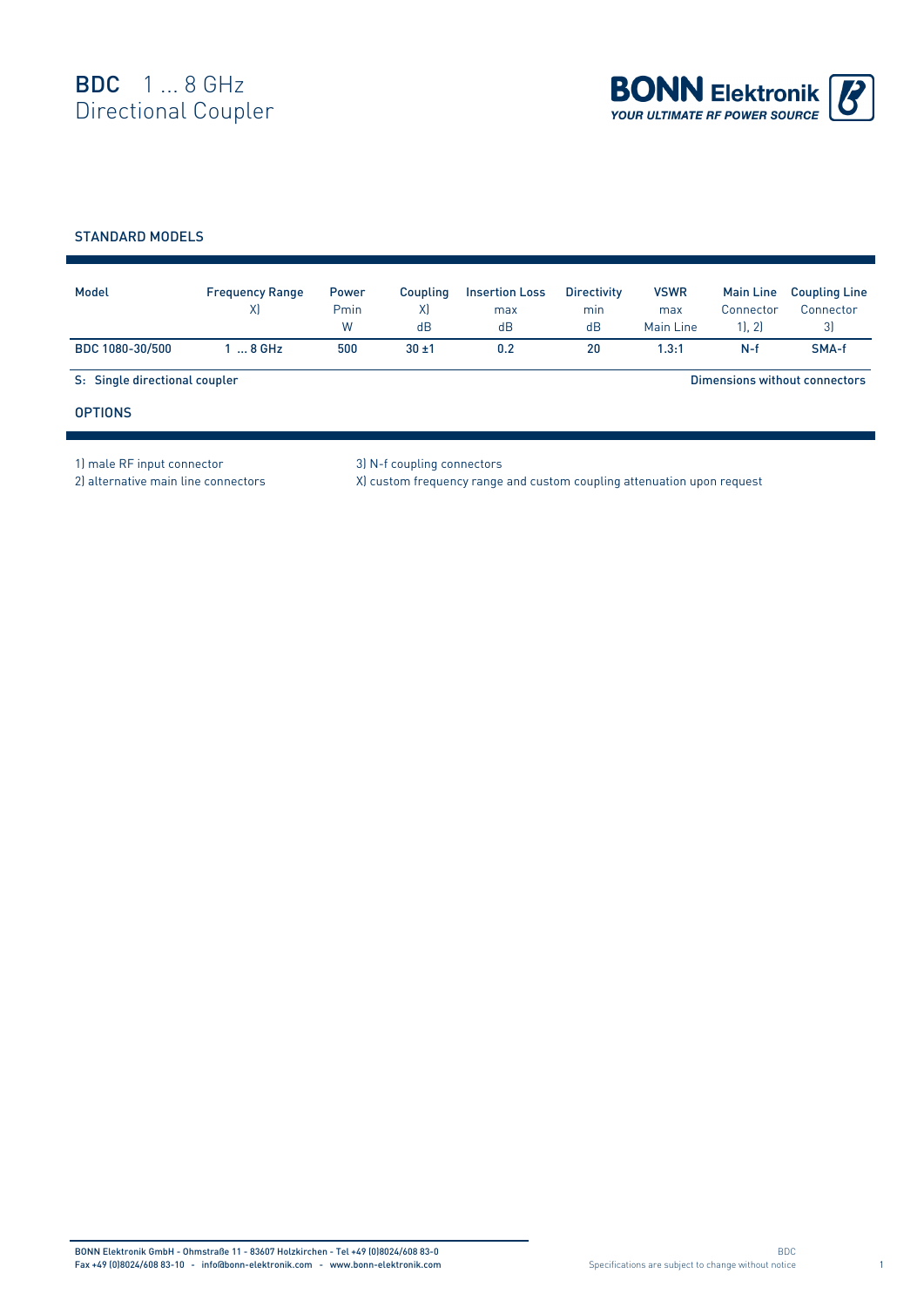# BDC 1 ... 8 GHz
Directional Coupler

**BONN Elektronik**
*YOUR ULTIMATE RF POWER SOURCE*

## STANDARD MODELS

| Model | Frequency Range X) | Power Pmin W | Coupling X) dB | Insertion Loss max dB | Directivity min dB | VSWR max Main Line | Main Line Connector 1), 2) | Coupling Line Connector 3) |
|---|---|---|---|---|---|---|---|---|
| BDC 1080-30/500 | 1 ... 8 GHz | 500 | 30 ±1 | 0.2 | 20 | 1.3:1 | N-f | SMA-f |

S: Single directional coupler

Dimensions without connectors

## OPTIONS

1) male RF input connector
2) alternative main line connectors
3) N-f coupling connectors
X) custom frequency range and custom coupling attenuation upon request

BONN Elektronik GmbH - Ohmstraße 11 - 83607 Holzkirchen - Tel +49 (0)8024/608 83-0
Fax +49 (0)8024/608 83-10 - info@bonn-elektronik.com - www.bonn-elektronik.com

Specifications are subject to change without notice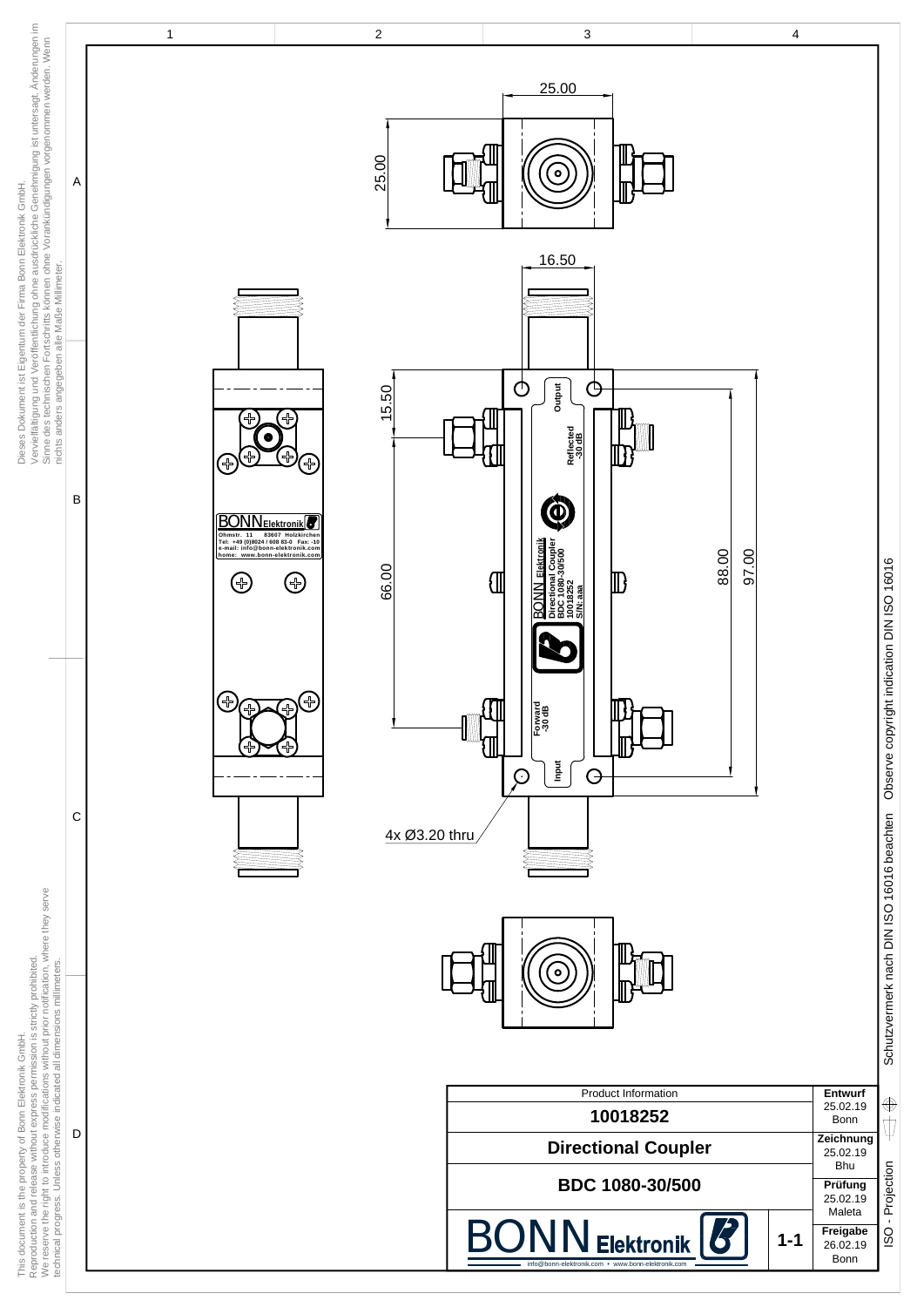Dieses Dokument ist Eigentum der Firma Bonn Elektronik GmbH.
Vervielfältigung und Veröffentlichung ohne ausdrückliche Genehmigung ist untersagt. Änderungen im Sinne des technischen Fortschritts können ohne Vorankündigungen vorgenommen werden. Wenn nichts anders angegeben alle Maße Millimeter.

This document is the property of Bonn Elektronik GmbH.
Reproduction and release without express permission is strictly prohibited.
We reserve the right to introduce modifications without prior notification, where they serve technical progress. Unless otherwise indicated all dimensions millimeters.

25.00

25.00

16.50

15.50

66.00

88.00

97.00

4x Ø3.20 thru

Output

Reflected
-30 dB

BONN Elektronik
Directional Coupler
BDC 1080-30/500
10018252
S/N: aaa

Forward
-30 dB

Input

BONN Elektronik
Ohmstr. 11 83607 Holzkirchen
Tel: +49 (0)8024 / 608 83-0 Fax: -10
e-mail: info@bonn-elektronik.com
home: www.bonn-elektronik.com

| Product Information | | Entwurf 25.02.19 Bonn |
|---|---|---|
| **10018252** | | |
| **Directional Coupler** | | Zeichnung 25.02.19 Bhu |
| **BDC 1080-30/500** | | Prüfung 25.02.19 Maleta |
| BONN Elektronik<br>info@bonn-elektronik.com • www.bonn-elektronik.com | **1-1** | Freigabe 26.02.19 Bonn |

Schutzvermerk nach DIN ISO 16016 beachten Observe copyright indication DIN ISO 16016

ISO - Projection